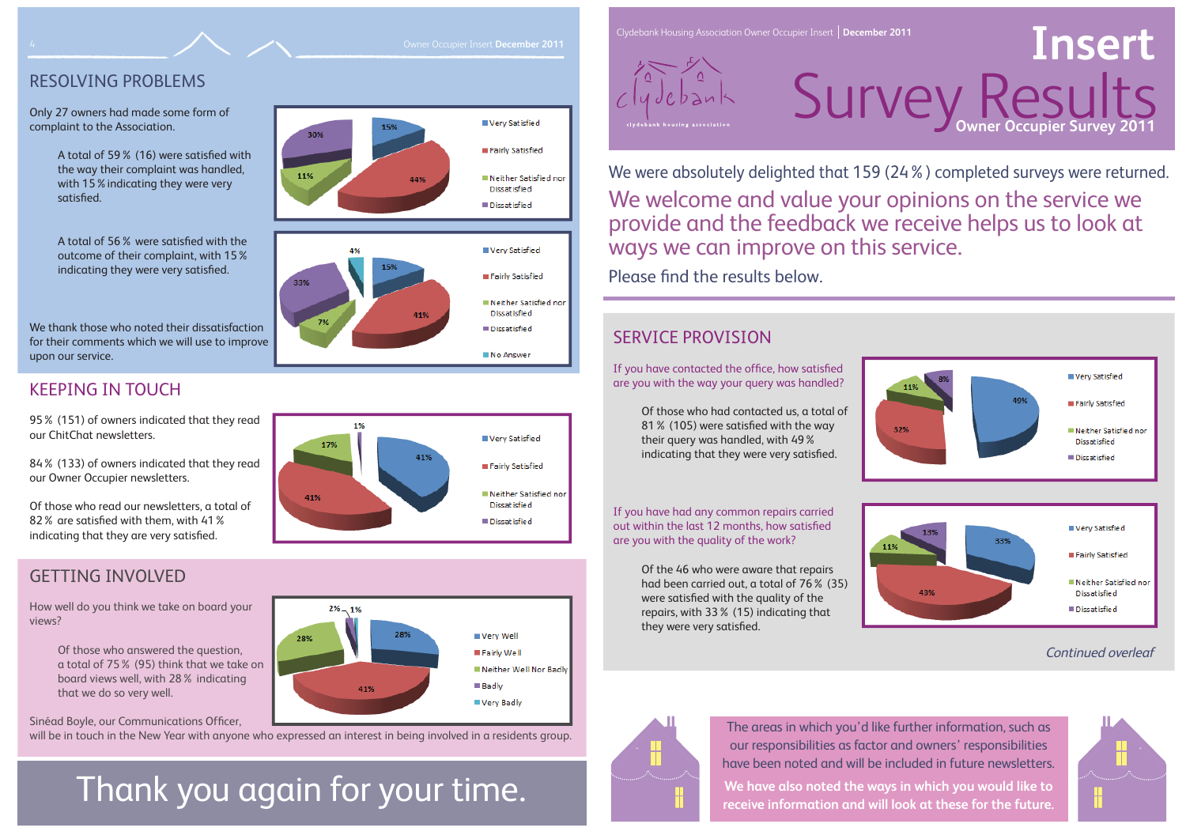# Insert

# Survey Results

## Owner Occupier Survey 2011

Clydebank Housing Association Owner Occupier Insert | December 2011

We were absolutely delighted that 159 (24 %) completed surveys were returned.

We welcome and value your opinions on the service we provide and the feedback we receive helps us to look at ways we can improve on this service.

Please find the results below.

## SERVICE PROVISION

If you have contacted the office, how satisfied are you with the way your query was handled?

Of those who had contacted us, a total of 81 % (105) were satisfied with the way their query was handled, with 49 % indicating that they were very satisfied.

| Response | % |
|---|---|
| Very Satisfied | 49% |
| Fairly Satisfied | 32% |
| Neither Satisfied nor Dissatisfied | 11% |
| Dissatisfied | 8% |

If you have had any common repairs carried out within the last 12 months, how satisfied are you with the quality of the work?

Of the 46 who were aware that repairs had been carried out, a total of 76 % (35) were satisfied with the quality of the repairs, with 33 % (15) indicating that they were very satisfied.

| Response | % |
|---|---|
| Very Satisfied | 33% |
| Fairly Satisfied | 43% |
| Neither Satisfied nor Dissatisfied | 11% |
| Dissatisfied | 13% |

*Continued overleaf*

## RESOLVING PROBLEMS

Only 27 owners had made some form of complaint to the Association.

A total of 59 % (16) were satisfied with the way their complaint was handled, with 15 % indicating they were very satisfied.

| Response | % |
|---|---|
| Very Satisfied | 15% |
| Fairly Satisfied | 44% |
| Neither Satisfied nor Dissatisfied | 11% |
| Dissatisfied | 30% |

A total of 56 % were satisfied with the outcome of their complaint, with 15 % indicating they were very satisfied.

| Response | % |
|---|---|
| Very Satisfied | 15% |
| Fairly Satisfied | 41% |
| Neither Satisfied nor Dissatisfied | 7% |
| Dissatisfied | 33% |
| No Answer | 4% |

We thank those who noted their dissatisfaction for their comments which we will use to improve upon our service.

## KEEPING IN TOUCH

95 % (151) of owners indicated that they read our ChitChat newsletters.

84 % (133) of owners indicated that they read our Owner Occupier newsletters.

Of those who read our newsletters, a total of 82 % are satisfied with them, with 41 % indicating that they are very satisfied.

| Response | % |
|---|---|
| Very Satisfied | 41% |
| Fairly Satisfied | 41% |
| Neither Satisfied nor Dissatisfied | 17% |
| Dissatisfied | 1% |

## GETTING INVOLVED

How well do you think we take on board your views?

Of those who answered the question, a total of 75 % (95) think that we take on board views well, with 28 % indicating that we do so very well.

| Response | % |
|---|---|
| Very Well | 28% |
| Fairly Well | 41% |
| Neither Well Nor Badly | 28% |
| Badly | 2% |
| Very Badly | 1% |

Sinéad Boyle, our Communications Officer, will be in touch in the New Year with anyone who expressed an interest in being involved in a residents group.

The areas in which you'd like further information, such as our responsibilities as factor and owners' responsibilities have been noted and will be included in future newsletters.

**We have also noted the ways in which you would like to receive information and will look at these for the future.**

# Thank you again for your time.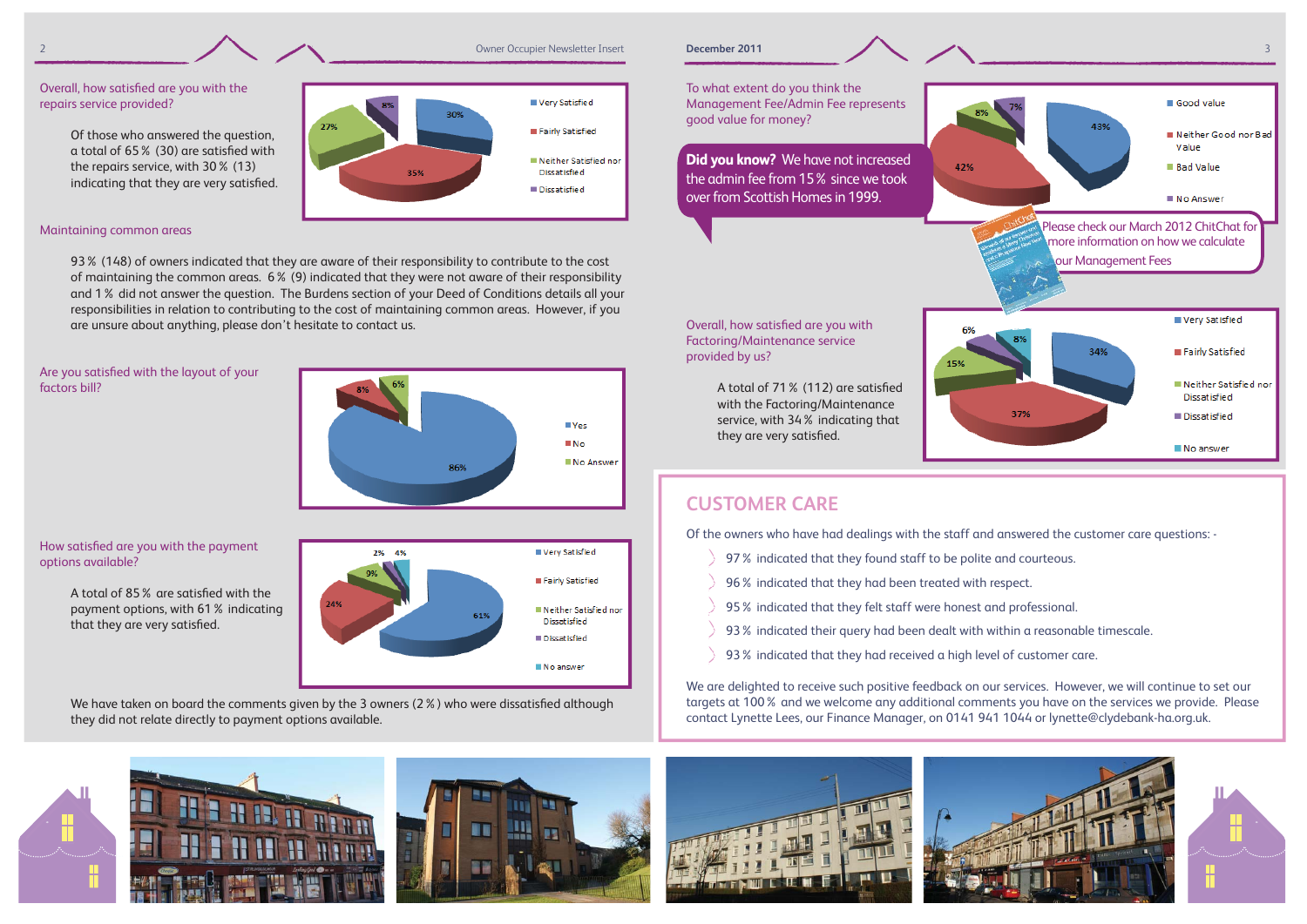Overall, how satisfied are you with the repairs service provided?

Of those who answered the question, a total of 65 % (30) are satisfied with the repairs service, with 30 % (13) indicating that they are very satisfied.

8%
30%
27%
35%
Very Satisfied
Fairly Satisfied
Neither Satisfied nor Dissatisfied
Dissatisfied

Maintaining common areas

93 % (148) of owners indicated that they are aware of their responsibility to contribute to the cost of maintaining the common areas. 6 % (9) indicated that they were not aware of their responsibility and 1 % did not answer the question. The Burdens section of your Deed of Conditions details all your responsibilities in relation to contributing to the cost of maintaining common areas. However, if you are unsure about anything, please don't hesitate to contact us.

Are you satisfied with the layout of your factors bill?

8%
6%
86%
Yes
No
No Answer

How satisfied are you with the payment options available?

A total of 85 % are satisfied with the payment options, with 61 % indicating that they are very satisfied.

2%
4%
9%
24%
61%
Very Satisfied
Fairly Satisfied
Neither Satisfied nor Dissatisfied
Dissatisfied
No answer

We have taken on board the comments given by the 3 owners (2 %) who were dissatisfied although they did not relate directly to payment options available.

To what extent do you think the Management Fee/Admin Fee represents good value for money?

**Did you know?** We have not increased the admin fee from 15 % since we took over from Scottish Homes in 1999.

8%
7%
43%
42%
Good value
Neither Good nor Bad Value
Bad Value
No Answer

Please check our March 2012 ChitChat for more information on how we calculate our Management Fees

Overall, how satisfied are you with Factoring/Maintenance service provided by us?

A total of 71 % (112) are satisfied with the Factoring/Maintenance service, with 34 % indicating that they are very satisfied.

6%
8%
15%
34%
37%
Very Satisfied
Fairly Satisfied
Neither Satisfied nor Dissatisfied
Dissatisfied
No answer

## CUSTOMER CARE

Of the owners who have had dealings with the staff and answered the customer care questions: -

- 97 % indicated that they found staff to be polite and courteous.
- 96 % indicated that they had been treated with respect.
- 95 % indicated that they felt staff were honest and professional.
- 93 % indicated their query had been dealt with within a reasonable timescale.
- 93 % indicated that they had received a high level of customer care.

We are delighted to receive such positive feedback on our services. However, we will continue to set our targets at 100 % and we welcome any additional comments you have on the services we provide. Please contact Lynette Lees, our Finance Manager, on 0141 941 1044 or lynette@clydebank-ha.org.uk.